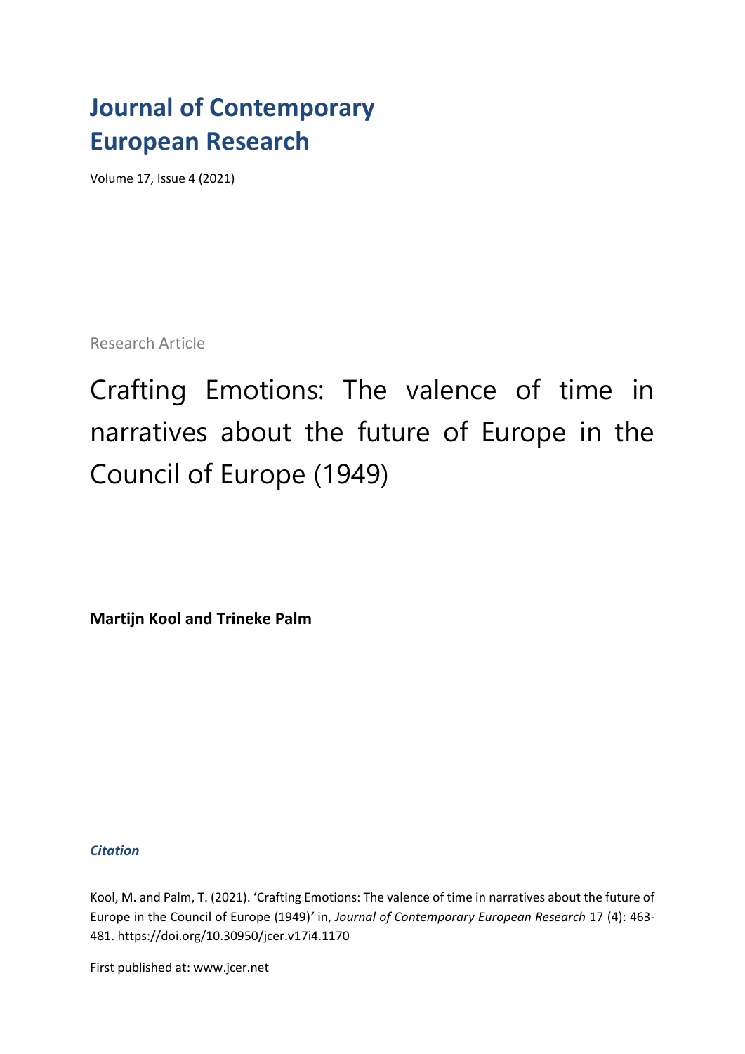# Journal of Contemporary European Research

Volume 17, Issue 4 (2021)

Research Article

## Crafting Emotions: The valence of time in narratives about the future of Europe in the Council of Europe (1949)

**Martijn Kool and Trineke Palm**

***Citation***

Kool, M. and Palm, T. (2021). 'Crafting Emotions: The valence of time in narratives about the future of Europe in the Council of Europe (1949)' in, *Journal of Contemporary European Research* 17 (4): 463-481. https://doi.org/10.30950/jcer.v17i4.1170

First published at: www.jcer.net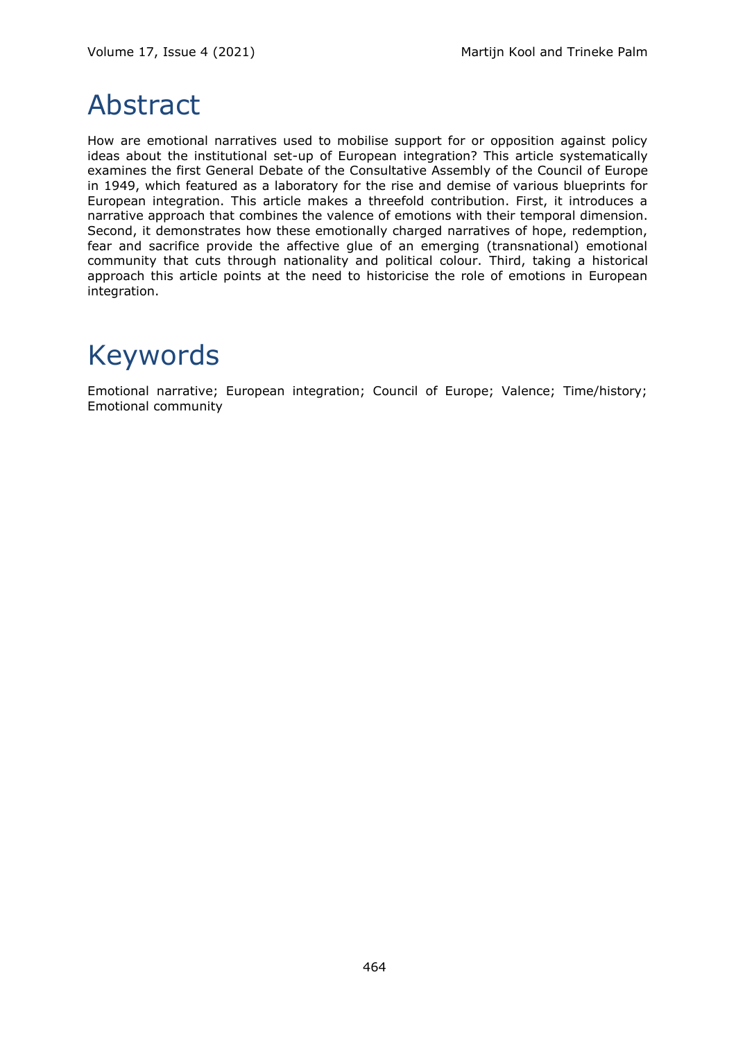# Abstract

How are emotional narratives used to mobilise support for or opposition against policy ideas about the institutional set-up of European integration? This article systematically examines the first General Debate of the Consultative Assembly of the Council of Europe in 1949, which featured as a laboratory for the rise and demise of various blueprints for European integration. This article makes a threefold contribution. First, it introduces a narrative approach that combines the valence of emotions with their temporal dimension. Second, it demonstrates how these emotionally charged narratives of hope, redemption, fear and sacrifice provide the affective glue of an emerging (transnational) emotional community that cuts through nationality and political colour. Third, taking a historical approach this article points at the need to historicise the role of emotions in European integration.

# Keywords

Emotional narrative; European integration; Council of Europe; Valence; Time/history; Emotional community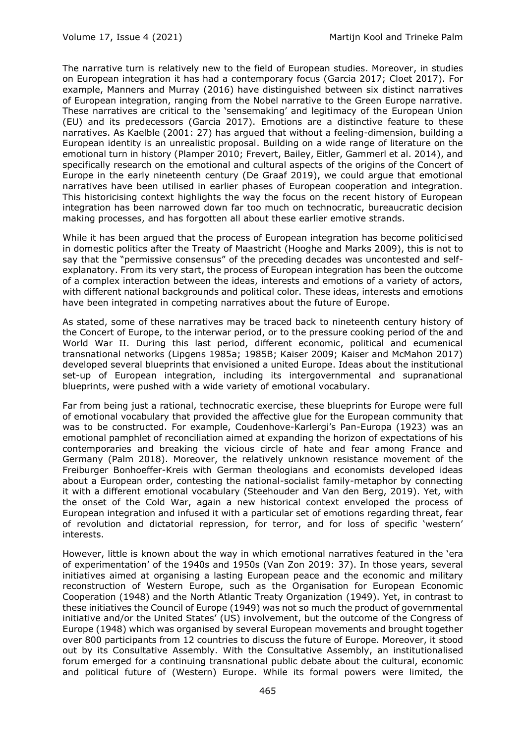The narrative turn is relatively new to the field of European studies. Moreover, in studies on European integration it has had a contemporary focus (Garcia 2017; Cloet 2017). For example, Manners and Murray (2016) have distinguished between six distinct narratives of European integration, ranging from the Nobel narrative to the Green Europe narrative. These narratives are critical to the 'sensemaking' and legitimacy of the European Union (EU) and its predecessors (Garcia 2017). Emotions are a distinctive feature to these narratives. As Kaelble (2001: 27) has argued that without a feeling-dimension, building a European identity is an unrealistic proposal. Building on a wide range of literature on the emotional turn in history (Plamper 2010; Frevert, Bailey, Eitler, Gammerl et al. 2014), and specifically research on the emotional and cultural aspects of the origins of the Concert of Europe in the early nineteenth century (De Graaf 2019), we could argue that emotional narratives have been utilised in earlier phases of European cooperation and integration. This historicising context highlights the way the focus on the recent history of European integration has been narrowed down far too much on technocratic, bureaucratic decision making processes, and has forgotten all about these earlier emotive strands.

While it has been argued that the process of European integration has become politicised in domestic politics after the Treaty of Maastricht (Hooghe and Marks 2009), this is not to say that the "permissive consensus" of the preceding decades was uncontested and self-explanatory. From its very start, the process of European integration has been the outcome of a complex interaction between the ideas, interests and emotions of a variety of actors, with different national backgrounds and political color. These ideas, interests and emotions have been integrated in competing narratives about the future of Europe.

As stated, some of these narratives may be traced back to nineteenth century history of the Concert of Europe, to the interwar period, or to the pressure cooking period of the and World War II. During this last period, different economic, political and ecumenical transnational networks (Lipgens 1985a; 1985B; Kaiser 2009; Kaiser and McMahon 2017) developed several blueprints that envisioned a united Europe. Ideas about the institutional set-up of European integration, including its intergovernmental and supranational blueprints, were pushed with a wide variety of emotional vocabulary.

Far from being just a rational, technocratic exercise, these blueprints for Europe were full of emotional vocabulary that provided the affective glue for the European community that was to be constructed. For example, Coudenhove-Karlergi's Pan-Europa (1923) was an emotional pamphlet of reconciliation aimed at expanding the horizon of expectations of his contemporaries and breaking the vicious circle of hate and fear among France and Germany (Palm 2018). Moreover, the relatively unknown resistance movement of the Freiburger Bonhoeffer-Kreis with German theologians and economists developed ideas about a European order, contesting the national-socialist family-metaphor by connecting it with a different emotional vocabulary (Steehouder and Van den Berg, 2019). Yet, with the onset of the Cold War, again a new historical context enveloped the process of European integration and infused it with a particular set of emotions regarding threat, fear of revolution and dictatorial repression, for terror, and for loss of specific 'western' interests.

However, little is known about the way in which emotional narratives featured in the 'era of experimentation' of the 1940s and 1950s (Van Zon 2019: 37). In those years, several initiatives aimed at organising a lasting European peace and the economic and military reconstruction of Western Europe, such as the Organisation for European Economic Cooperation (1948) and the North Atlantic Treaty Organization (1949). Yet, in contrast to these initiatives the Council of Europe (1949) was not so much the product of governmental initiative and/or the United States' (US) involvement, but the outcome of the Congress of Europe (1948) which was organised by several European movements and brought together over 800 participants from 12 countries to discuss the future of Europe. Moreover, it stood out by its Consultative Assembly. With the Consultative Assembly, an institutionalised forum emerged for a continuing transnational public debate about the cultural, economic and political future of (Western) Europe. While its formal powers were limited, the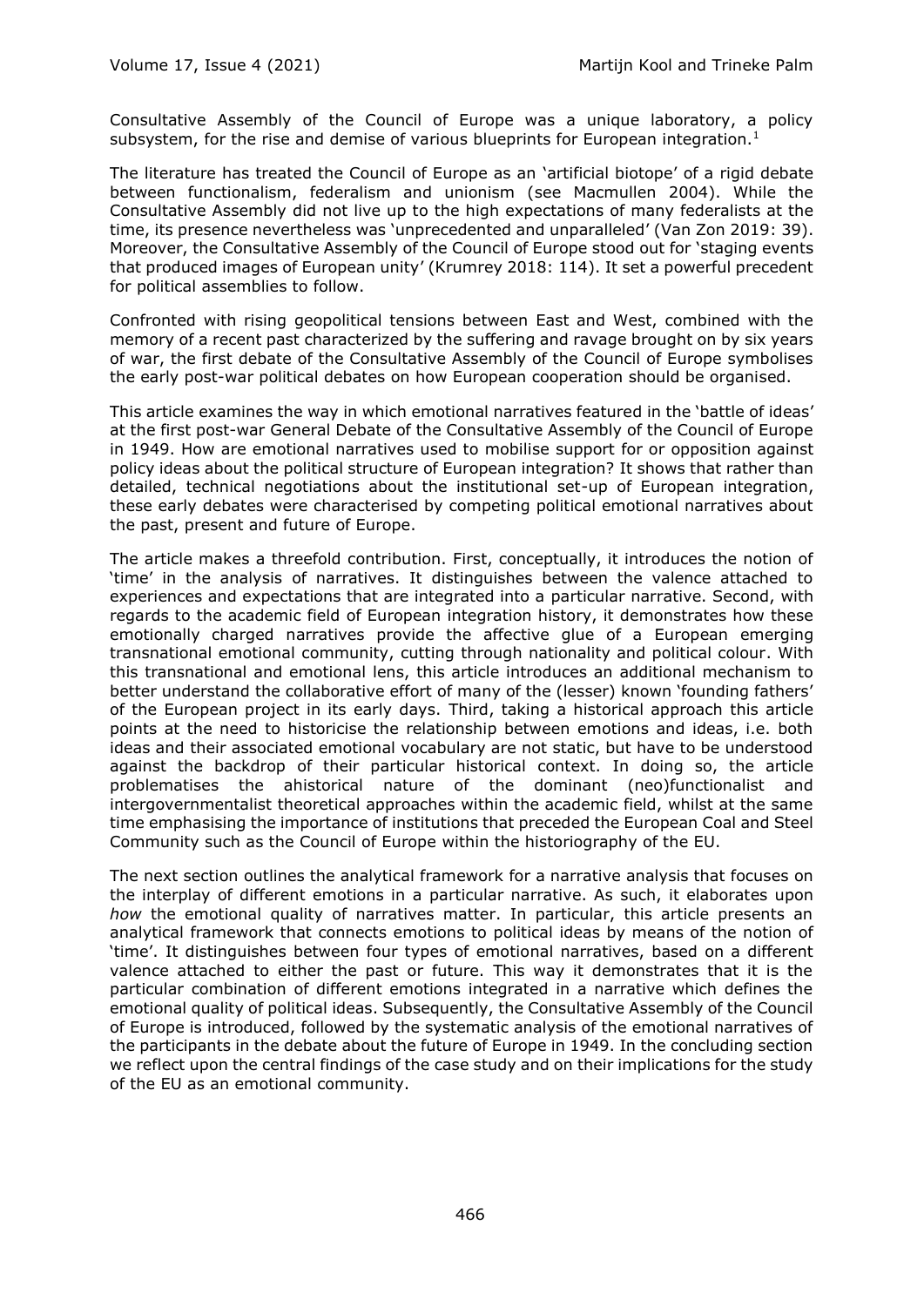Consultative Assembly of the Council of Europe was a unique laboratory, a policy subsystem, for the rise and demise of various blueprints for European integration.[1]

The literature has treated the Council of Europe as an 'artificial biotope' of a rigid debate between functionalism, federalism and unionism (see Macmullen 2004). While the Consultative Assembly did not live up to the high expectations of many federalists at the time, its presence nevertheless was 'unprecedented and unparalleled' (Van Zon 2019: 39). Moreover, the Consultative Assembly of the Council of Europe stood out for 'staging events that produced images of European unity' (Krumrey 2018: 114). It set a powerful precedent for political assemblies to follow.

Confronted with rising geopolitical tensions between East and West, combined with the memory of a recent past characterized by the suffering and ravage brought on by six years of war, the first debate of the Consultative Assembly of the Council of Europe symbolises the early post-war political debates on how European cooperation should be organised.

This article examines the way in which emotional narratives featured in the 'battle of ideas' at the first post-war General Debate of the Consultative Assembly of the Council of Europe in 1949. How are emotional narratives used to mobilise support for or opposition against policy ideas about the political structure of European integration? It shows that rather than detailed, technical negotiations about the institutional set-up of European integration, these early debates were characterised by competing political emotional narratives about the past, present and future of Europe.

The article makes a threefold contribution. First, conceptually, it introduces the notion of 'time' in the analysis of narratives. It distinguishes between the valence attached to experiences and expectations that are integrated into a particular narrative. Second, with regards to the academic field of European integration history, it demonstrates how these emotionally charged narratives provide the affective glue of a European emerging transnational emotional community, cutting through nationality and political colour. With this transnational and emotional lens, this article introduces an additional mechanism to better understand the collaborative effort of many of the (lesser) known 'founding fathers' of the European project in its early days. Third, taking a historical approach this article points at the need to historicise the relationship between emotions and ideas, i.e. both ideas and their associated emotional vocabulary are not static, but have to be understood against the backdrop of their particular historical context. In doing so, the article problematises the ahistorical nature of the dominant (neo)functionalist and intergovernmentalist theoretical approaches within the academic field, whilst at the same time emphasising the importance of institutions that preceded the European Coal and Steel Community such as the Council of Europe within the historiography of the EU.

The next section outlines the analytical framework for a narrative analysis that focuses on the interplay of different emotions in a particular narrative. As such, it elaborates upon *how* the emotional quality of narratives matter. In particular, this article presents an analytical framework that connects emotions to political ideas by means of the notion of 'time'. It distinguishes between four types of emotional narratives, based on a different valence attached to either the past or future. This way it demonstrates that it is the particular combination of different emotions integrated in a narrative which defines the emotional quality of political ideas. Subsequently, the Consultative Assembly of the Council of Europe is introduced, followed by the systematic analysis of the emotional narratives of the participants in the debate about the future of Europe in 1949. In the concluding section we reflect upon the central findings of the case study and on their implications for the study of the EU as an emotional community.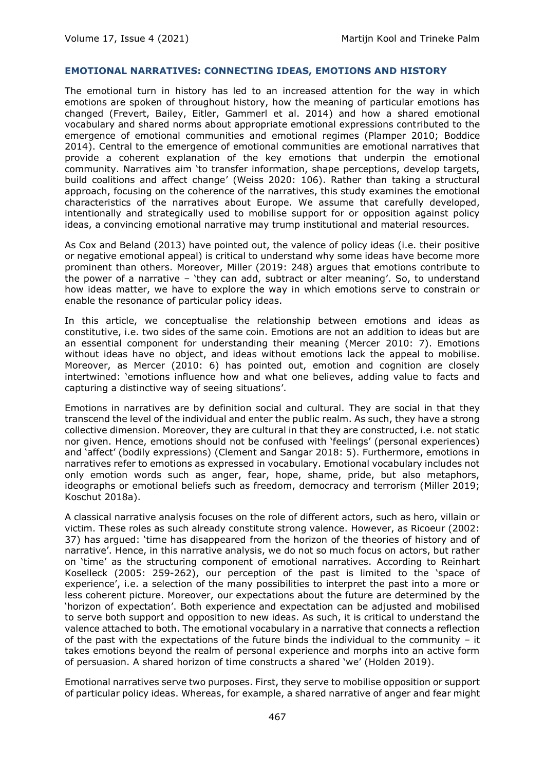### EMOTIONAL NARRATIVES: CONNECTING IDEAS, EMOTIONS AND HISTORY

The emotional turn in history has led to an increased attention for the way in which emotions are spoken of throughout history, how the meaning of particular emotions has changed (Frevert, Bailey, Eitler, Gammerl et al. 2014) and how a shared emotional vocabulary and shared norms about appropriate emotional expressions contributed to the emergence of emotional communities and emotional regimes (Plamper 2010; Boddice 2014). Central to the emergence of emotional communities are emotional narratives that provide a coherent explanation of the key emotions that underpin the emotional community. Narratives aim 'to transfer information, shape perceptions, develop targets, build coalitions and affect change' (Weiss 2020: 106). Rather than taking a structural approach, focusing on the coherence of the narratives, this study examines the emotional characteristics of the narratives about Europe. We assume that carefully developed, intentionally and strategically used to mobilise support for or opposition against policy ideas, a convincing emotional narrative may trump institutional and material resources.

As Cox and Beland (2013) have pointed out, the valence of policy ideas (i.e. their positive or negative emotional appeal) is critical to understand why some ideas have become more prominent than others. Moreover, Miller (2019: 248) argues that emotions contribute to the power of a narrative – 'they can add, subtract or alter meaning'. So, to understand how ideas matter, we have to explore the way in which emotions serve to constrain or enable the resonance of particular policy ideas.

In this article, we conceptualise the relationship between emotions and ideas as constitutive, i.e. two sides of the same coin. Emotions are not an addition to ideas but are an essential component for understanding their meaning (Mercer 2010: 7). Emotions without ideas have no object, and ideas without emotions lack the appeal to mobilise. Moreover, as Mercer (2010: 6) has pointed out, emotion and cognition are closely intertwined: 'emotions influence how and what one believes, adding value to facts and capturing a distinctive way of seeing situations'.

Emotions in narratives are by definition social and cultural. They are social in that they transcend the level of the individual and enter the public realm. As such, they have a strong collective dimension. Moreover, they are cultural in that they are constructed, i.e. not static nor given. Hence, emotions should not be confused with 'feelings' (personal experiences) and 'affect' (bodily expressions) (Clement and Sangar 2018: 5). Furthermore, emotions in narratives refer to emotions as expressed in vocabulary. Emotional vocabulary includes not only emotion words such as anger, fear, hope, shame, pride, but also metaphors, ideographs or emotional beliefs such as freedom, democracy and terrorism (Miller 2019; Koschut 2018a).

A classical narrative analysis focuses on the role of different actors, such as hero, villain or victim. These roles as such already constitute strong valence. However, as Ricoeur (2002: 37) has argued: 'time has disappeared from the horizon of the theories of history and of narrative'. Hence, in this narrative analysis, we do not so much focus on actors, but rather on 'time' as the structuring component of emotional narratives. According to Reinhart Koselleck (2005: 259-262), our perception of the past is limited to the 'space of experience', i.e. a selection of the many possibilities to interpret the past into a more or less coherent picture. Moreover, our expectations about the future are determined by the 'horizon of expectation'. Both experience and expectation can be adjusted and mobilised to serve both support and opposition to new ideas. As such, it is critical to understand the valence attached to both. The emotional vocabulary in a narrative that connects a reflection of the past with the expectations of the future binds the individual to the community – it takes emotions beyond the realm of personal experience and morphs into an active form of persuasion. A shared horizon of time constructs a shared 'we' (Holden 2019).

Emotional narratives serve two purposes. First, they serve to mobilise opposition or support of particular policy ideas. Whereas, for example, a shared narrative of anger and fear might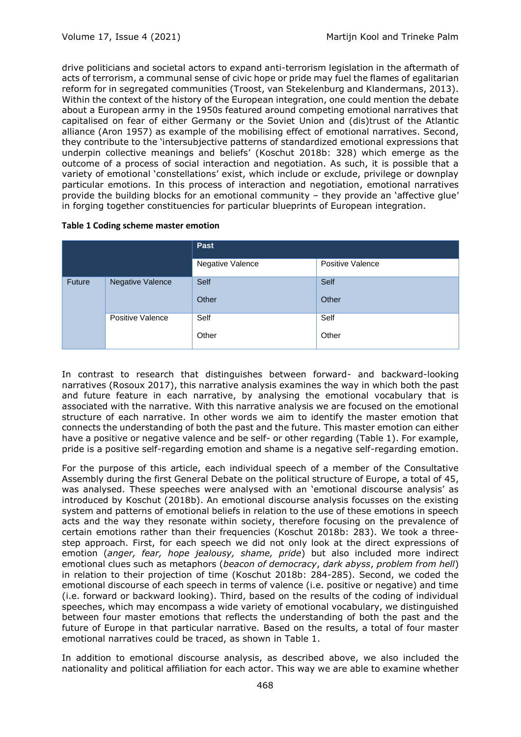drive politicians and societal actors to expand anti-terrorism legislation in the aftermath of acts of terrorism, a communal sense of civic hope or pride may fuel the flames of egalitarian reform for in segregated communities (Troost, van Stekelenburg and Klandermans, 2013). Within the context of the history of the European integration, one could mention the debate about a European army in the 1950s featured around competing emotional narratives that capitalised on fear of either Germany or the Soviet Union and (dis)trust of the Atlantic alliance (Aron 1957) as example of the mobilising effect of emotional narratives. Second, they contribute to the 'intersubjective patterns of standardized emotional expressions that underpin collective meanings and beliefs' (Koschut 2018b: 328) which emerge as the outcome of a process of social interaction and negotiation. As such, it is possible that a variety of emotional 'constellations' exist, which include or exclude, privilege or downplay particular emotions. In this process of interaction and negotiation, emotional narratives provide the building blocks for an emotional community – they provide an 'affective glue' in forging together constituencies for particular blueprints of European integration.

**Table 1 Coding scheme master emotion**

| | | Past | |
|---|---|---|---|
| | | Negative Valence | Positive Valence |
| Future | Negative Valence | Self<br>Other | Self<br>Other |
| | Positive Valence | Self<br>Other | Self<br>Other |

In contrast to research that distinguishes between forward- and backward-looking narratives (Rosoux 2017), this narrative analysis examines the way in which both the past and future feature in each narrative, by analysing the emotional vocabulary that is associated with the narrative. With this narrative analysis we are focused on the emotional structure of each narrative. In other words we aim to identify the master emotion that connects the understanding of both the past and the future. This master emotion can either have a positive or negative valence and be self- or other regarding (Table 1). For example, pride is a positive self-regarding emotion and shame is a negative self-regarding emotion.

For the purpose of this article, each individual speech of a member of the Consultative Assembly during the first General Debate on the political structure of Europe, a total of 45, was analysed. These speeches were analysed with an 'emotional discourse analysis' as introduced by Koschut (2018b). An emotional discourse analysis focusses on the existing system and patterns of emotional beliefs in relation to the use of these emotions in speech acts and the way they resonate within society, therefore focusing on the prevalence of certain emotions rather than their frequencies (Koschut 2018b: 283). We took a three-step approach. First, for each speech we did not only look at the direct expressions of emotion (*anger, fear, hope jealousy, shame, pride*) but also included more indirect emotional clues such as metaphors (*beacon of democracy*, *dark abyss*, *problem from hell*) in relation to their projection of time (Koschut 2018b: 284-285). Second, we coded the emotional discourse of each speech in terms of valence (i.e. positive or negative) and time (i.e. forward or backward looking). Third, based on the results of the coding of individual speeches, which may encompass a wide variety of emotional vocabulary, we distinguished between four master emotions that reflects the understanding of both the past and the future of Europe in that particular narrative. Based on the results, a total of four master emotional narratives could be traced, as shown in Table 1.

In addition to emotional discourse analysis, as described above, we also included the nationality and political affiliation for each actor. This way we are able to examine whether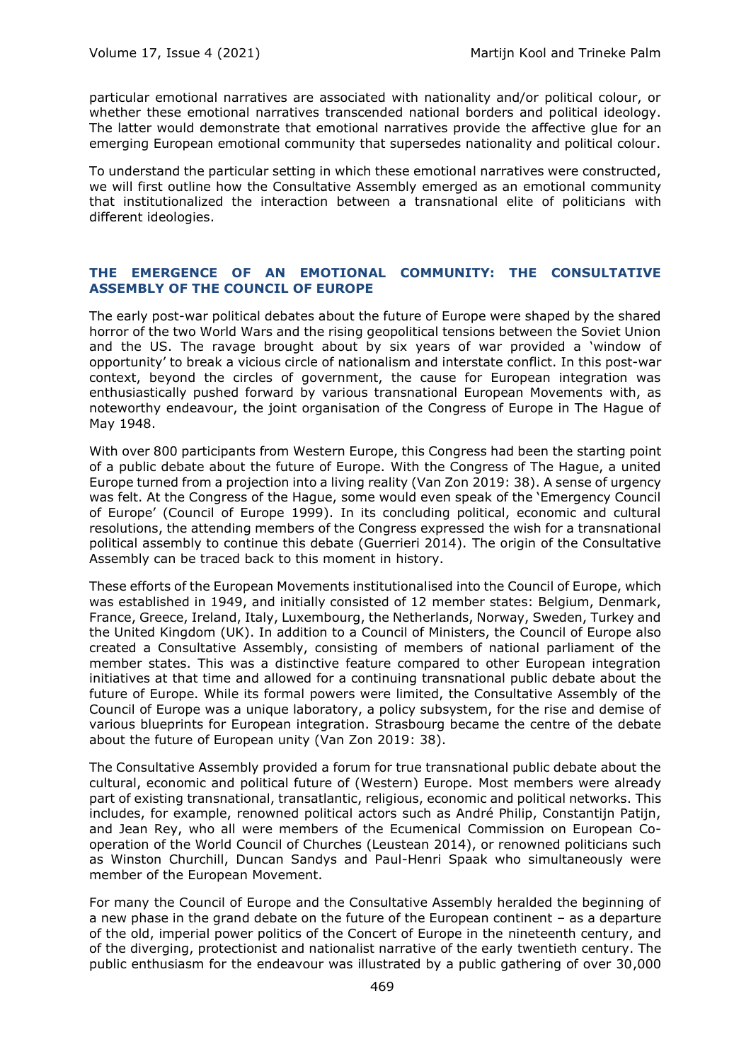particular emotional narratives are associated with nationality and/or political colour, or whether these emotional narratives transcended national borders and political ideology. The latter would demonstrate that emotional narratives provide the affective glue for an emerging European emotional community that supersedes nationality and political colour.

To understand the particular setting in which these emotional narratives were constructed, we will first outline how the Consultative Assembly emerged as an emotional community that institutionalized the interaction between a transnational elite of politicians with different ideologies.

## THE EMERGENCE OF AN EMOTIONAL COMMUNITY: THE CONSULTATIVE ASSEMBLY OF THE COUNCIL OF EUROPE

The early post-war political debates about the future of Europe were shaped by the shared horror of the two World Wars and the rising geopolitical tensions between the Soviet Union and the US. The ravage brought about by six years of war provided a 'window of opportunity' to break a vicious circle of nationalism and interstate conflict. In this post-war context, beyond the circles of government, the cause for European integration was enthusiastically pushed forward by various transnational European Movements with, as noteworthy endeavour, the joint organisation of the Congress of Europe in The Hague of May 1948.

With over 800 participants from Western Europe, this Congress had been the starting point of a public debate about the future of Europe. With the Congress of The Hague, a united Europe turned from a projection into a living reality (Van Zon 2019: 38). A sense of urgency was felt. At the Congress of the Hague, some would even speak of the 'Emergency Council of Europe' (Council of Europe 1999). In its concluding political, economic and cultural resolutions, the attending members of the Congress expressed the wish for a transnational political assembly to continue this debate (Guerrieri 2014). The origin of the Consultative Assembly can be traced back to this moment in history.

These efforts of the European Movements institutionalised into the Council of Europe, which was established in 1949, and initially consisted of 12 member states: Belgium, Denmark, France, Greece, Ireland, Italy, Luxembourg, the Netherlands, Norway, Sweden, Turkey and the United Kingdom (UK). In addition to a Council of Ministers, the Council of Europe also created a Consultative Assembly, consisting of members of national parliament of the member states. This was a distinctive feature compared to other European integration initiatives at that time and allowed for a continuing transnational public debate about the future of Europe. While its formal powers were limited, the Consultative Assembly of the Council of Europe was a unique laboratory, a policy subsystem, for the rise and demise of various blueprints for European integration. Strasbourg became the centre of the debate about the future of European unity (Van Zon 2019: 38).

The Consultative Assembly provided a forum for true transnational public debate about the cultural, economic and political future of (Western) Europe. Most members were already part of existing transnational, transatlantic, religious, economic and political networks. This includes, for example, renowned political actors such as André Philip, Constantijn Patijn, and Jean Rey, who all were members of the Ecumenical Commission on European Co-operation of the World Council of Churches (Leustean 2014), or renowned politicians such as Winston Churchill, Duncan Sandys and Paul-Henri Spaak who simultaneously were member of the European Movement.

For many the Council of Europe and the Consultative Assembly heralded the beginning of a new phase in the grand debate on the future of the European continent – as a departure of the old, imperial power politics of the Concert of Europe in the nineteenth century, and of the diverging, protectionist and nationalist narrative of the early twentieth century. The public enthusiasm for the endeavour was illustrated by a public gathering of over 30,000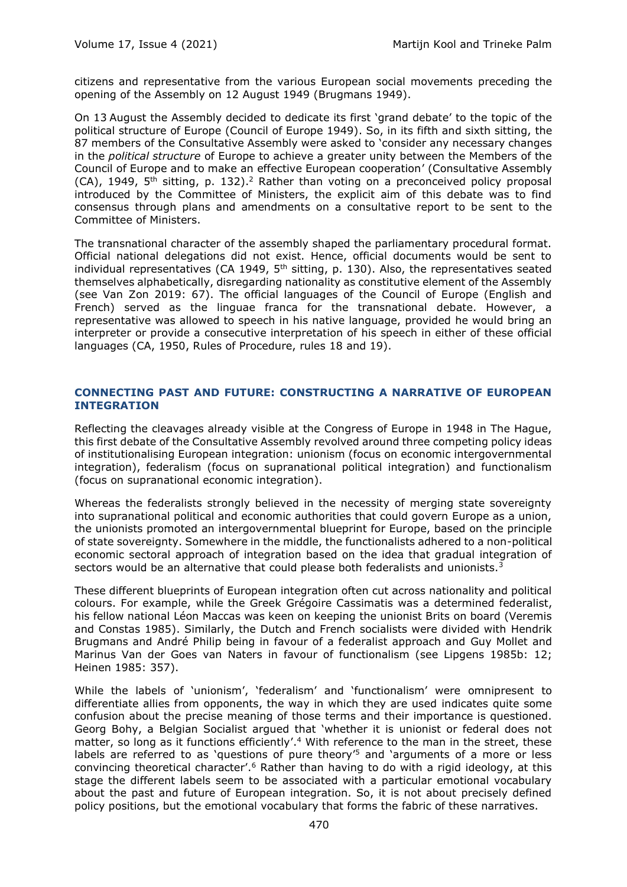citizens and representative from the various European social movements preceding the opening of the Assembly on 12 August 1949 (Brugmans 1949).

On 13 August the Assembly decided to dedicate its first 'grand debate' to the topic of the political structure of Europe (Council of Europe 1949). So, in its fifth and sixth sitting, the 87 members of the Consultative Assembly were asked to 'consider any necessary changes in the *political structure* of Europe to achieve a greater unity between the Members of the Council of Europe and to make an effective European cooperation' (Consultative Assembly (CA), 1949, 5th sitting, p. 132).[2] Rather than voting on a preconceived policy proposal introduced by the Committee of Ministers, the explicit aim of this debate was to find consensus through plans and amendments on a consultative report to be sent to the Committee of Ministers.

The transnational character of the assembly shaped the parliamentary procedural format. Official national delegations did not exist. Hence, official documents would be sent to individual representatives (CA 1949, 5th sitting, p. 130). Also, the representatives seated themselves alphabetically, disregarding nationality as constitutive element of the Assembly (see Van Zon 2019: 67). The official languages of the Council of Europe (English and French) served as the linguae franca for the transnational debate. However, a representative was allowed to speech in his native language, provided he would bring an interpreter or provide a consecutive interpretation of his speech in either of these official languages (CA, 1950, Rules of Procedure, rules 18 and 19).

## CONNECTING PAST AND FUTURE: CONSTRUCTING A NARRATIVE OF EUROPEAN INTEGRATION

Reflecting the cleavages already visible at the Congress of Europe in 1948 in The Hague, this first debate of the Consultative Assembly revolved around three competing policy ideas of institutionalising European integration: unionism (focus on economic intergovernmental integration), federalism (focus on supranational political integration) and functionalism (focus on supranational economic integration).

Whereas the federalists strongly believed in the necessity of merging state sovereignty into supranational political and economic authorities that could govern Europe as a union, the unionists promoted an intergovernmental blueprint for Europe, based on the principle of state sovereignty. Somewhere in the middle, the functionalists adhered to a non-political economic sectoral approach of integration based on the idea that gradual integration of sectors would be an alternative that could please both federalists and unionists.[3]

These different blueprints of European integration often cut across nationality and political colours. For example, while the Greek Grégoire Cassimatis was a determined federalist, his fellow national Léon Maccas was keen on keeping the unionist Brits on board (Veremis and Constas 1985). Similarly, the Dutch and French socialists were divided with Hendrik Brugmans and André Philip being in favour of a federalist approach and Guy Mollet and Marinus Van der Goes van Naters in favour of functionalism (see Lipgens 1985b: 12; Heinen 1985: 357).

While the labels of 'unionism', 'federalism' and 'functionalism' were omnipresent to differentiate allies from opponents, the way in which they are used indicates quite some confusion about the precise meaning of those terms and their importance is questioned. Georg Bohy, a Belgian Socialist argued that 'whether it is unionist or federal does not matter, so long as it functions efficiently'.[4] With reference to the man in the street, these labels are referred to as 'questions of pure theory'[5] and 'arguments of a more or less convincing theoretical character'.[6] Rather than having to do with a rigid ideology, at this stage the different labels seem to be associated with a particular emotional vocabulary about the past and future of European integration. So, it is not about precisely defined policy positions, but the emotional vocabulary that forms the fabric of these narratives.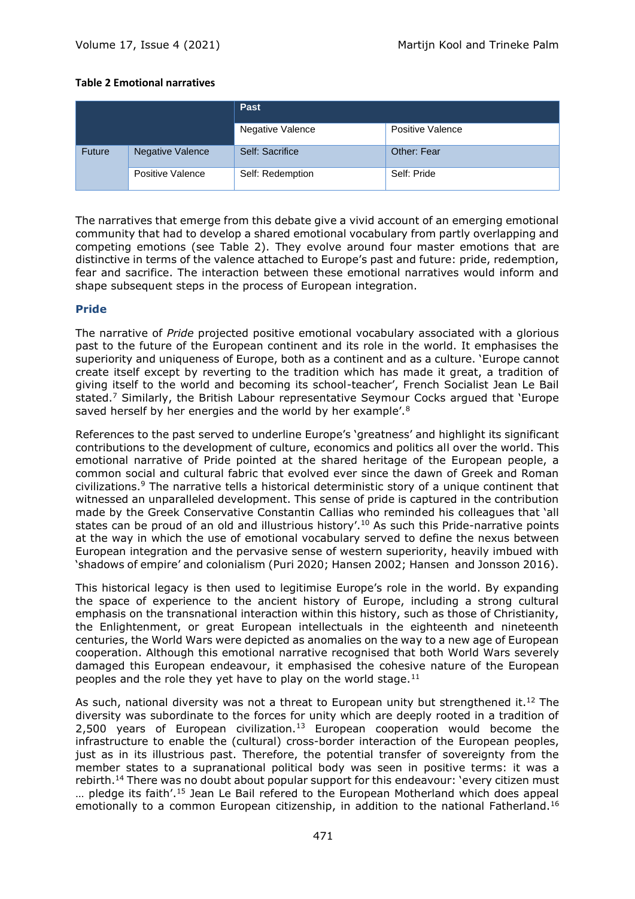**Table 2 Emotional narratives**

| | | Past | |
|---|---|---|---|
| | | Negative Valence | Positive Valence |
| Future | Negative Valence | Self: Sacrifice | Other: Fear |
| | Positive Valence | Self: Redemption | Self: Pride |

The narratives that emerge from this debate give a vivid account of an emerging emotional community that had to develop a shared emotional vocabulary from partly overlapping and competing emotions (see Table 2). They evolve around four master emotions that are distinctive in terms of the valence attached to Europe's past and future: pride, redemption, fear and sacrifice. The interaction between these emotional narratives would inform and shape subsequent steps in the process of European integration.

### Pride

The narrative of *Pride* projected positive emotional vocabulary associated with a glorious past to the future of the European continent and its role in the world. It emphasises the superiority and uniqueness of Europe, both as a continent and as a culture. 'Europe cannot create itself except by reverting to the tradition which has made it great, a tradition of giving itself to the world and becoming its school-teacher', French Socialist Jean Le Bail stated.[7] Similarly, the British Labour representative Seymour Cocks argued that 'Europe saved herself by her energies and the world by her example'.[8]

References to the past served to underline Europe's 'greatness' and highlight its significant contributions to the development of culture, economics and politics all over the world. This emotional narrative of Pride pointed at the shared heritage of the European people, a common social and cultural fabric that evolved ever since the dawn of Greek and Roman civilizations.[9] The narrative tells a historical deterministic story of a unique continent that witnessed an unparalleled development. This sense of pride is captured in the contribution made by the Greek Conservative Constantin Callias who reminded his colleagues that 'all states can be proud of an old and illustrious history'.[10] As such this Pride-narrative points at the way in which the use of emotional vocabulary served to define the nexus between European integration and the pervasive sense of western superiority, heavily imbued with 'shadows of empire' and colonialism (Puri 2020; Hansen 2002; Hansen and Jonsson 2016).

This historical legacy is then used to legitimise Europe's role in the world. By expanding the space of experience to the ancient history of Europe, including a strong cultural emphasis on the transnational interaction within this history, such as those of Christianity, the Enlightenment, or great European intellectuals in the eighteenth and nineteenth centuries, the World Wars were depicted as anomalies on the way to a new age of European cooperation. Although this emotional narrative recognised that both World Wars severely damaged this European endeavour, it emphasised the cohesive nature of the European peoples and the role they yet have to play on the world stage.[11]

As such, national diversity was not a threat to European unity but strengthened it.[12] The diversity was subordinate to the forces for unity which are deeply rooted in a tradition of 2,500 years of European civilization.[13] European cooperation would become the infrastructure to enable the (cultural) cross-border interaction of the European peoples, just as in its illustrious past. Therefore, the potential transfer of sovereignty from the member states to a supranational political body was seen in positive terms: it was a rebirth.[14] There was no doubt about popular support for this endeavour: 'every citizen must … pledge its faith'.[15] Jean Le Bail refered to the European Motherland which does appeal emotionally to a common European citizenship, in addition to the national Fatherland.[16]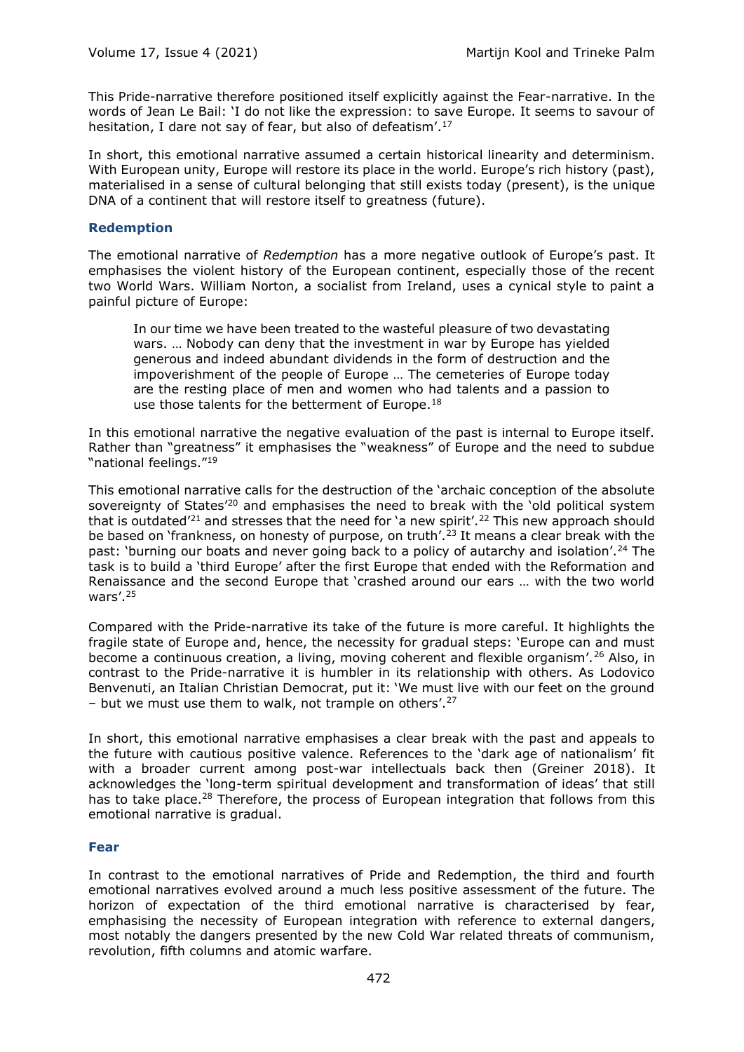This Pride-narrative therefore positioned itself explicitly against the Fear-narrative. In the words of Jean Le Bail: 'I do not like the expression: to save Europe. It seems to savour of hesitation, I dare not say of fear, but also of defeatism'.[17]

In short, this emotional narrative assumed a certain historical linearity and determinism. With European unity, Europe will restore its place in the world. Europe's rich history (past), materialised in a sense of cultural belonging that still exists today (present), is the unique DNA of a continent that will restore itself to greatness (future).

### Redemption

The emotional narrative of *Redemption* has a more negative outlook of Europe's past. It emphasises the violent history of the European continent, especially those of the recent two World Wars. William Norton, a socialist from Ireland, uses a cynical style to paint a painful picture of Europe:

> In our time we have been treated to the wasteful pleasure of two devastating wars. … Nobody can deny that the investment in war by Europe has yielded generous and indeed abundant dividends in the form of destruction and the impoverishment of the people of Europe … The cemeteries of Europe today are the resting place of men and women who had talents and a passion to use those talents for the betterment of Europe.[18]

In this emotional narrative the negative evaluation of the past is internal to Europe itself. Rather than "greatness" it emphasises the "weakness" of Europe and the need to subdue "national feelings."[19]

This emotional narrative calls for the destruction of the 'archaic conception of the absolute sovereignty of States'[20] and emphasises the need to break with the 'old political system that is outdated'[21] and stresses that the need for 'a new spirit'.[22] This new approach should be based on 'frankness, on honesty of purpose, on truth'.[23] It means a clear break with the past: 'burning our boats and never going back to a policy of autarchy and isolation'.[24] The task is to build a 'third Europe' after the first Europe that ended with the Reformation and Renaissance and the second Europe that 'crashed around our ears … with the two world wars'.[25]

Compared with the Pride-narrative its take of the future is more careful. It highlights the fragile state of Europe and, hence, the necessity for gradual steps: 'Europe can and must become a continuous creation, a living, moving coherent and flexible organism'.[26] Also, in contrast to the Pride-narrative it is humbler in its relationship with others. As Lodovico Benvenuti, an Italian Christian Democrat, put it: 'We must live with our feet on the ground – but we must use them to walk, not trample on others'.[27]

In short, this emotional narrative emphasises a clear break with the past and appeals to the future with cautious positive valence. References to the 'dark age of nationalism' fit with a broader current among post-war intellectuals back then (Greiner 2018). It acknowledges the 'long-term spiritual development and transformation of ideas' that still has to take place.[28] Therefore, the process of European integration that follows from this emotional narrative is gradual.

### Fear

In contrast to the emotional narratives of Pride and Redemption, the third and fourth emotional narratives evolved around a much less positive assessment of the future. The horizon of expectation of the third emotional narrative is characterised by fear, emphasising the necessity of European integration with reference to external dangers, most notably the dangers presented by the new Cold War related threats of communism, revolution, fifth columns and atomic warfare.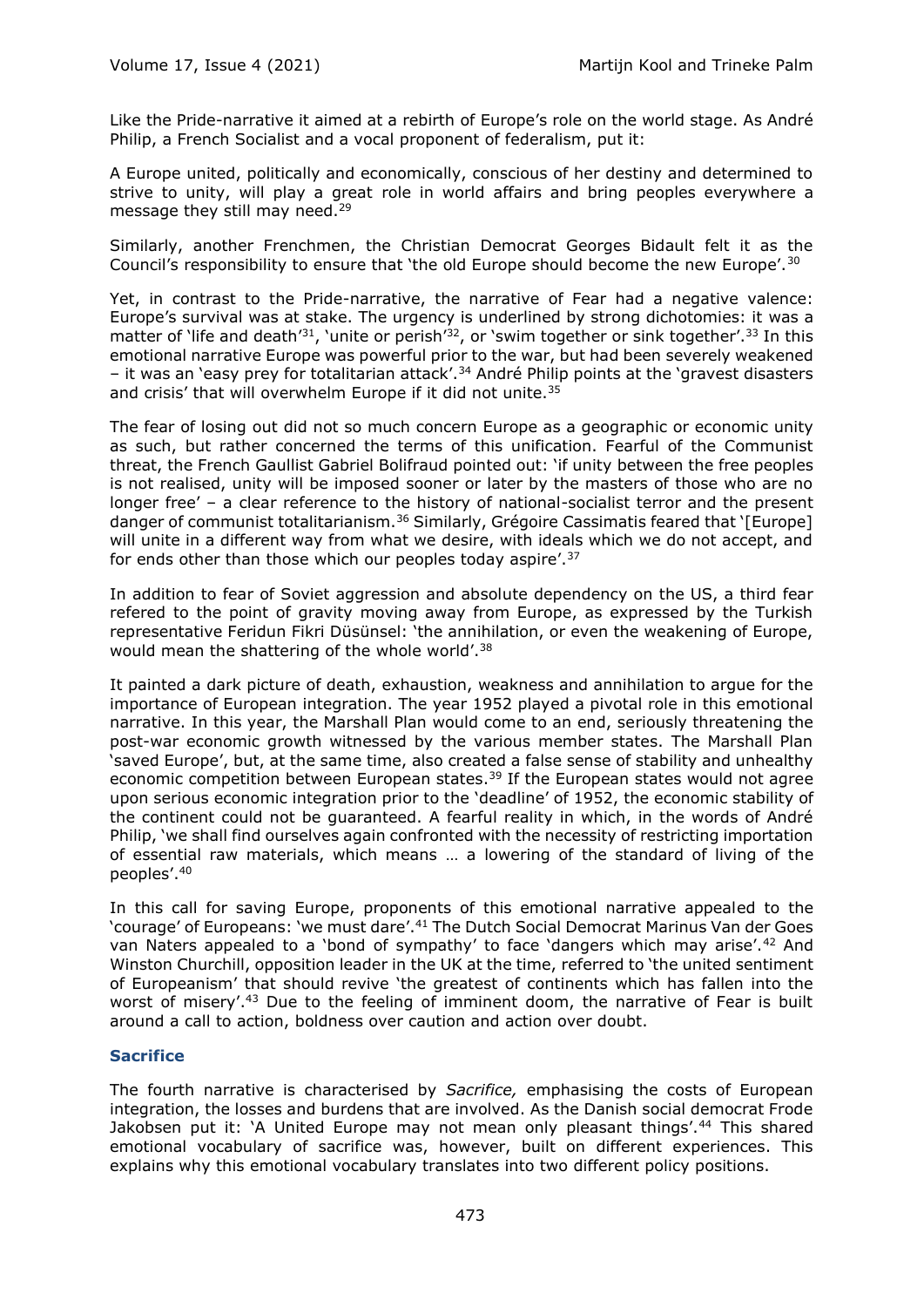Like the Pride-narrative it aimed at a rebirth of Europe's role on the world stage. As André Philip, a French Socialist and a vocal proponent of federalism, put it:

A Europe united, politically and economically, conscious of her destiny and determined to strive to unity, will play a great role in world affairs and bring peoples everywhere a message they still may need.[29]

Similarly, another Frenchmen, the Christian Democrat Georges Bidault felt it as the Council's responsibility to ensure that 'the old Europe should become the new Europe'.[30]

Yet, in contrast to the Pride-narrative, the narrative of Fear had a negative valence: Europe's survival was at stake. The urgency is underlined by strong dichotomies: it was a matter of 'life and death'[31], 'unite or perish'[32], or 'swim together or sink together'.[33] In this emotional narrative Europe was powerful prior to the war, but had been severely weakened – it was an 'easy prey for totalitarian attack'.[34] André Philip points at the 'gravest disasters and crisis' that will overwhelm Europe if it did not unite.[35]

The fear of losing out did not so much concern Europe as a geographic or economic unity as such, but rather concerned the terms of this unification. Fearful of the Communist threat, the French Gaullist Gabriel Bolifraud pointed out: 'if unity between the free peoples is not realised, unity will be imposed sooner or later by the masters of those who are no longer free' – a clear reference to the history of national-socialist terror and the present danger of communist totalitarianism.[36] Similarly, Grégoire Cassimatis feared that '[Europe] will unite in a different way from what we desire, with ideals which we do not accept, and for ends other than those which our peoples today aspire'.[37]

In addition to fear of Soviet aggression and absolute dependency on the US, a third fear refered to the point of gravity moving away from Europe, as expressed by the Turkish representative Feridun Fikri Düsünsel: 'the annihilation, or even the weakening of Europe, would mean the shattering of the whole world'.[38]

It painted a dark picture of death, exhaustion, weakness and annihilation to argue for the importance of European integration. The year 1952 played a pivotal role in this emotional narrative. In this year, the Marshall Plan would come to an end, seriously threatening the post-war economic growth witnessed by the various member states. The Marshall Plan 'saved Europe', but, at the same time, also created a false sense of stability and unhealthy economic competition between European states.[39] If the European states would not agree upon serious economic integration prior to the 'deadline' of 1952, the economic stability of the continent could not be guaranteed. A fearful reality in which, in the words of André Philip, 'we shall find ourselves again confronted with the necessity of restricting importation of essential raw materials, which means … a lowering of the standard of living of the peoples'.[40]

In this call for saving Europe, proponents of this emotional narrative appealed to the 'courage' of Europeans: 'we must dare'.[41] The Dutch Social Democrat Marinus Van der Goes van Naters appealed to a 'bond of sympathy' to face 'dangers which may arise'.[42] And Winston Churchill, opposition leader in the UK at the time, referred to 'the united sentiment of Europeanism' that should revive 'the greatest of continents which has fallen into the worst of misery'.[43] Due to the feeling of imminent doom, the narrative of Fear is built around a call to action, boldness over caution and action over doubt.

### Sacrifice

The fourth narrative is characterised by *Sacrifice,* emphasising the costs of European integration, the losses and burdens that are involved. As the Danish social democrat Frode Jakobsen put it: 'A United Europe may not mean only pleasant things'.[44] This shared emotional vocabulary of sacrifice was, however, built on different experiences. This explains why this emotional vocabulary translates into two different policy positions.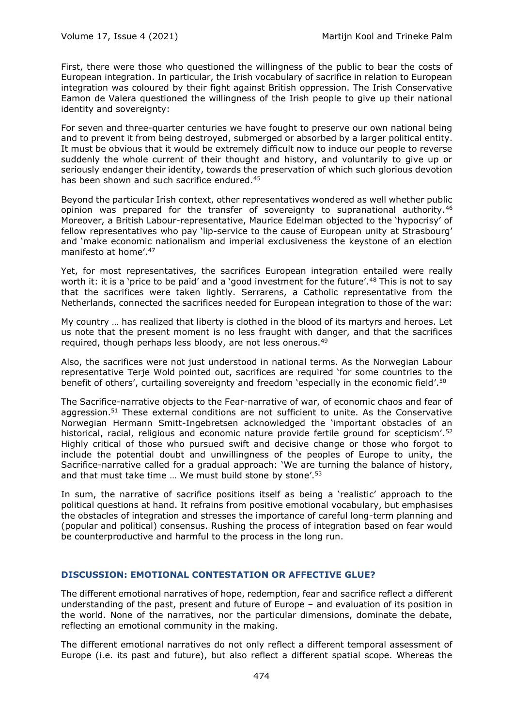First, there were those who questioned the willingness of the public to bear the costs of European integration. In particular, the Irish vocabulary of sacrifice in relation to European integration was coloured by their fight against British oppression. The Irish Conservative Eamon de Valera questioned the willingness of the Irish people to give up their national identity and sovereignty:

For seven and three-quarter centuries we have fought to preserve our own national being and to prevent it from being destroyed, submerged or absorbed by a larger political entity. It must be obvious that it would be extremely difficult now to induce our people to reverse suddenly the whole current of their thought and history, and voluntarily to give up or seriously endanger their identity, towards the preservation of which such glorious devotion has been shown and such sacrifice endured.[45]

Beyond the particular Irish context, other representatives wondered as well whether public opinion was prepared for the transfer of sovereignty to supranational authority.[46] Moreover, a British Labour-representative, Maurice Edelman objected to the 'hypocrisy' of fellow representatives who pay 'lip-service to the cause of European unity at Strasbourg' and 'make economic nationalism and imperial exclusiveness the keystone of an election manifesto at home'.[47]

Yet, for most representatives, the sacrifices European integration entailed were really worth it: it is a 'price to be paid' and a 'good investment for the future'.[48] This is not to say that the sacrifices were taken lightly. Serrarens, a Catholic representative from the Netherlands, connected the sacrifices needed for European integration to those of the war:

My country … has realized that liberty is clothed in the blood of its martyrs and heroes. Let us note that the present moment is no less fraught with danger, and that the sacrifices required, though perhaps less bloody, are not less onerous.[49]

Also, the sacrifices were not just understood in national terms. As the Norwegian Labour representative Terje Wold pointed out, sacrifices are required 'for some countries to the benefit of others', curtailing sovereignty and freedom 'especially in the economic field'.[50]

The Sacrifice-narrative objects to the Fear-narrative of war, of economic chaos and fear of aggression.[51] These external conditions are not sufficient to unite. As the Conservative Norwegian Hermann Smitt-Ingebretsen acknowledged the 'important obstacles of an historical, racial, religious and economic nature provide fertile ground for scepticism'.[52] Highly critical of those who pursued swift and decisive change or those who forgot to include the potential doubt and unwillingness of the peoples of Europe to unity, the Sacrifice-narrative called for a gradual approach: 'We are turning the balance of history, and that must take time … We must build stone by stone'.[53]

In sum, the narrative of sacrifice positions itself as being a 'realistic' approach to the political questions at hand. It refrains from positive emotional vocabulary, but emphasises the obstacles of integration and stresses the importance of careful long-term planning and (popular and political) consensus. Rushing the process of integration based on fear would be counterproductive and harmful to the process in the long run.

## DISCUSSION: EMOTIONAL CONTESTATION OR AFFECTIVE GLUE?

The different emotional narratives of hope, redemption, fear and sacrifice reflect a different understanding of the past, present and future of Europe – and evaluation of its position in the world. None of the narratives, nor the particular dimensions, dominate the debate, reflecting an emotional community in the making.

The different emotional narratives do not only reflect a different temporal assessment of Europe (i.e. its past and future), but also reflect a different spatial scope. Whereas the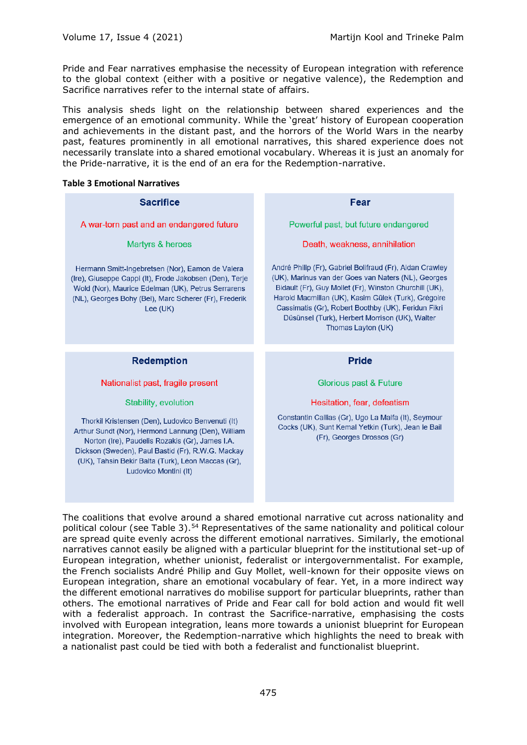Pride and Fear narratives emphasise the necessity of European integration with reference to the global context (either with a positive or negative valence), the Redemption and Sacrifice narratives refer to the internal state of affairs.

This analysis sheds light on the relationship between shared experiences and the emergence of an emotional community. While the 'great' history of European cooperation and achievements in the distant past, and the horrors of the World Wars in the nearby past, features prominently in all emotional narratives, this shared experience does not necessarily translate into a shared emotional vocabulary. Whereas it is just an anomaly for the Pride-narrative, it is the end of an era for the Redemption-narrative.

**Table 3 Emotional Narratives**

| Sacrifice | Fear |
|---|---|
| A war-torn past and an endangered future | Powerful past, but future endangered |
| Martyrs & heroes | Death, weakness, annihilation |
| Hermann Smitt-Ingebretsen (Nor), Eamon de Valera (Ire), Giuseppe Cappi (It), Frode Jakobsen (Den), Terje Wold (Nor), Maurice Edelman (UK), Petrus Serrarens (NL), Georges Bohy (Bel), Marc Scherer (Fr), Frederik Lee (UK) | André Philip (Fr), Gabriel Bolifraud (Fr), Aidan Crawley (UK), Marinus van der Goes van Naters (NL), Georges Bidault (Fr), Guy Mollet (Fr), Winston Churchill (UK), Harold Macmillan (UK), Kasim Gülek (Turk), Grégoire Cassimatis (Gr), Robert Boothby (UK), Feridun Fikri Düsünsel (Turk), Herbert Morrison (UK), Walter Thomas Layton (UK) |
| **Redemption** | **Pride** |
| Nationalist past, fragile present | Glorious past & Future |
| Stability, evolution | Hesitation, fear, defeatism |
| Thorkil Kristensen (Den), Ludovico Benvenuti (It) Arthur Sundt (Nor), Hermond Lannung (Den), William Norton (Ire), Paudelis Rozakis (Gr), James I.A. Dickson (Sweden), Paul Bastid (Fr), R.W.G. Mackay (UK), Tahsin Bekir Balta (Turk), Léon Maccas (Gr), Ludovico Montini (It) | Constantin Callias (Gr), Ugo La Malfa (It), Seymour Cocks (UK), Sunt Kemal Yetkin (Turk), Jean le Bail (Fr), Georges Drossos (Gr) |

The coalitions that evolve around a shared emotional narrative cut across nationality and political colour (see Table 3).[54] Representatives of the same nationality and political colour are spread quite evenly across the different emotional narratives. Similarly, the emotional narratives cannot easily be aligned with a particular blueprint for the institutional set-up of European integration, whether unionist, federalist or intergovernmentalist. For example, the French socialists André Philip and Guy Mollet, well-known for their opposite views on European integration, share an emotional vocabulary of fear. Yet, in a more indirect way the different emotional narratives do mobilise support for particular blueprints, rather than others. The emotional narratives of Pride and Fear call for bold action and would fit well with a federalist approach. In contrast the Sacrifice-narrative, emphasising the costs involved with European integration, leans more towards a unionist blueprint for European integration. Moreover, the Redemption-narrative which highlights the need to break with a nationalist past could be tied with both a federalist and functionalist blueprint.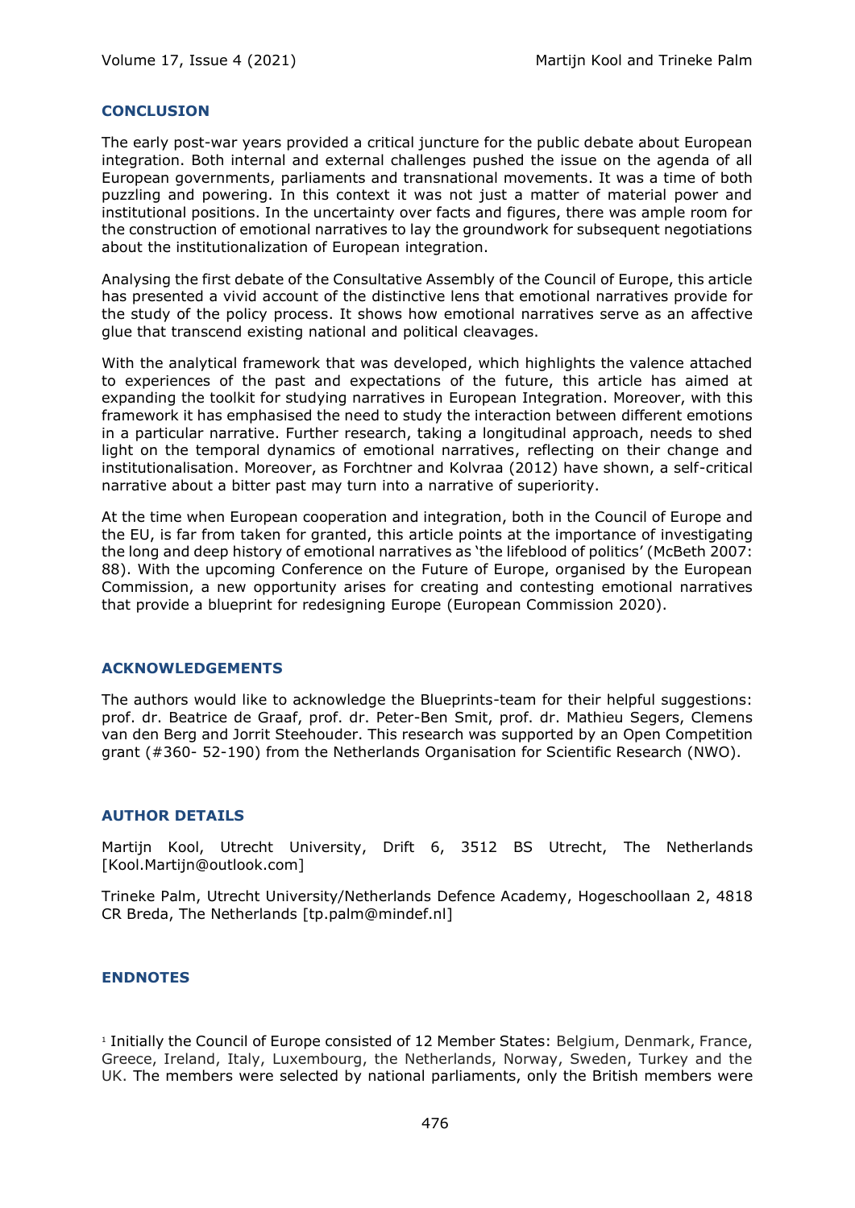## CONCLUSION

The early post-war years provided a critical juncture for the public debate about European integration. Both internal and external challenges pushed the issue on the agenda of all European governments, parliaments and transnational movements. It was a time of both puzzling and powering. In this context it was not just a matter of material power and institutional positions. In the uncertainty over facts and figures, there was ample room for the construction of emotional narratives to lay the groundwork for subsequent negotiations about the institutionalization of European integration.

Analysing the first debate of the Consultative Assembly of the Council of Europe, this article has presented a vivid account of the distinctive lens that emotional narratives provide for the study of the policy process. It shows how emotional narratives serve as an affective glue that transcend existing national and political cleavages.

With the analytical framework that was developed, which highlights the valence attached to experiences of the past and expectations of the future, this article has aimed at expanding the toolkit for studying narratives in European Integration. Moreover, with this framework it has emphasised the need to study the interaction between different emotions in a particular narrative. Further research, taking a longitudinal approach, needs to shed light on the temporal dynamics of emotional narratives, reflecting on their change and institutionalisation. Moreover, as Forchtner and Kolvraa (2012) have shown, a self-critical narrative about a bitter past may turn into a narrative of superiority.

At the time when European cooperation and integration, both in the Council of Europe and the EU, is far from taken for granted, this article points at the importance of investigating the long and deep history of emotional narratives as 'the lifeblood of politics' (McBeth 2007: 88). With the upcoming Conference on the Future of Europe, organised by the European Commission, a new opportunity arises for creating and contesting emotional narratives that provide a blueprint for redesigning Europe (European Commission 2020).

## ACKNOWLEDGEMENTS

The authors would like to acknowledge the Blueprints-team for their helpful suggestions: prof. dr. Beatrice de Graaf, prof. dr. Peter-Ben Smit, prof. dr. Mathieu Segers, Clemens van den Berg and Jorrit Steehouder. This research was supported by an Open Competition grant (#360- 52-190) from the Netherlands Organisation for Scientific Research (NWO).

## AUTHOR DETAILS

Martijn Kool, Utrecht University, Drift 6, 3512 BS Utrecht, The Netherlands [Kool.Martijn@outlook.com]

Trineke Palm, Utrecht University/Netherlands Defence Academy, Hogeschoollaan 2, 4818 CR Breda, The Netherlands [tp.palm@mindef.nl]

## ENDNOTES

[1] Initially the Council of Europe consisted of 12 Member States: Belgium, Denmark, France, Greece, Ireland, Italy, Luxembourg, the Netherlands, Norway, Sweden, Turkey and the UK. The members were selected by national parliaments, only the British members were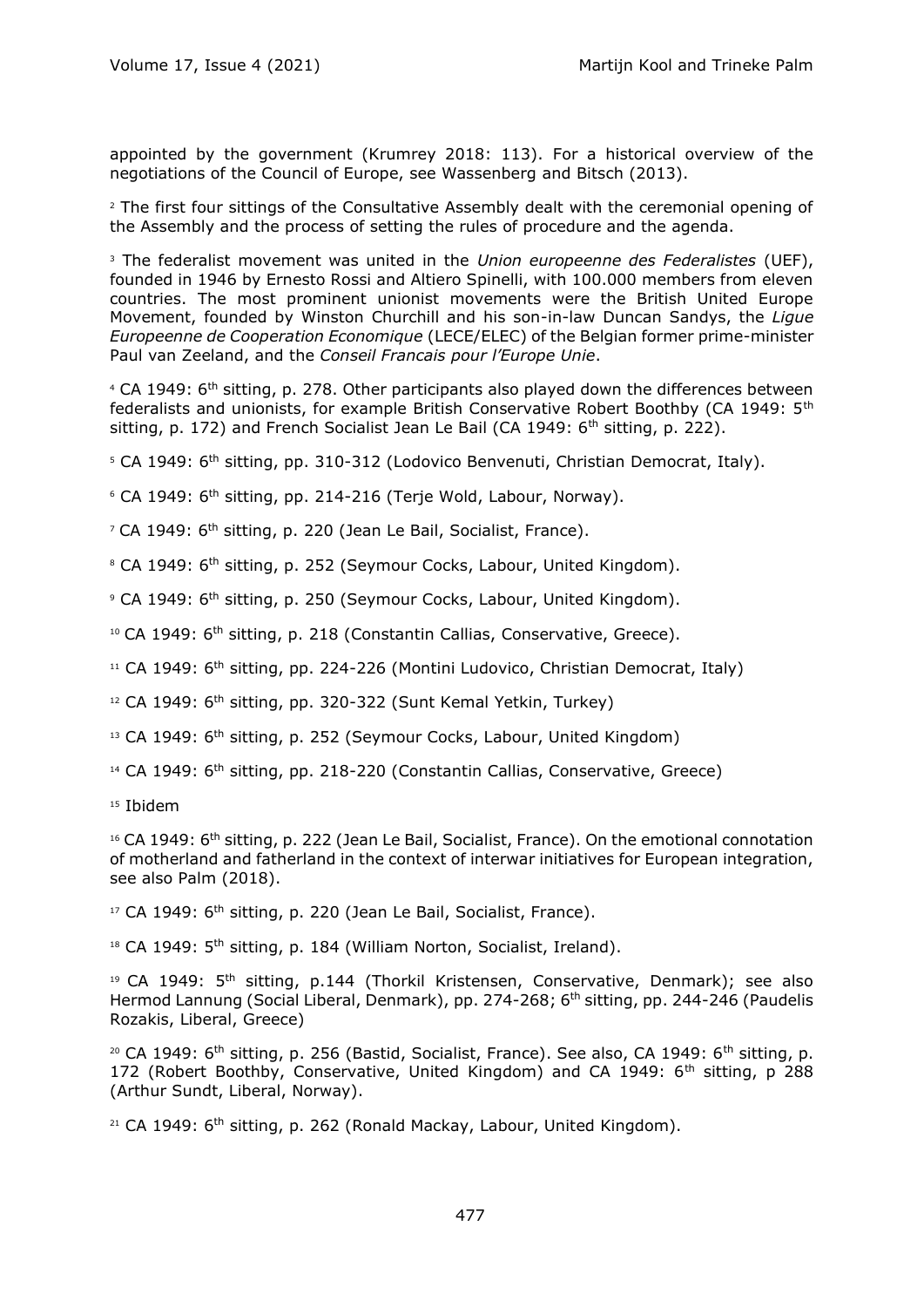appointed by the government (Krumrey 2018: 113). For a historical overview of the negotiations of the Council of Europe, see Wassenberg and Bitsch (2013).

[2] The first four sittings of the Consultative Assembly dealt with the ceremonial opening of the Assembly and the process of setting the rules of procedure and the agenda.

[3] The federalist movement was united in the *Union europeenne des Federalistes* (UEF), founded in 1946 by Ernesto Rossi and Altiero Spinelli, with 100.000 members from eleven countries. The most prominent unionist movements were the British United Europe Movement, founded by Winston Churchill and his son-in-law Duncan Sandys, the *Ligue Europeenne de Cooperation Economique* (LECE/ELEC) of the Belgian former prime-minister Paul van Zeeland, and the *Conseil Francais pour l'Europe Unie*.

[4] CA 1949: 6th sitting, p. 278. Other participants also played down the differences between federalists and unionists, for example British Conservative Robert Boothby (CA 1949: 5th sitting, p. 172) and French Socialist Jean Le Bail (CA 1949: 6th sitting, p. 222).

[5] CA 1949: 6th sitting, pp. 310-312 (Lodovico Benvenuti, Christian Democrat, Italy).

[6] CA 1949: 6th sitting, pp. 214-216 (Terje Wold, Labour, Norway).

[7] CA 1949: 6th sitting, p. 220 (Jean Le Bail, Socialist, France).

[8] CA 1949: 6th sitting, p. 252 (Seymour Cocks, Labour, United Kingdom).

[9] CA 1949: 6th sitting, p. 250 (Seymour Cocks, Labour, United Kingdom).

[10] CA 1949: 6th sitting, p. 218 (Constantin Callias, Conservative, Greece).

[11] CA 1949: 6th sitting, pp. 224-226 (Montini Ludovico, Christian Democrat, Italy)

[12] CA 1949: 6th sitting, pp. 320-322 (Sunt Kemal Yetkin, Turkey)

[13] CA 1949: 6th sitting, p. 252 (Seymour Cocks, Labour, United Kingdom)

[14] CA 1949: 6th sitting, pp. 218-220 (Constantin Callias, Conservative, Greece)

[15] Ibidem

[16] CA 1949: 6th sitting, p. 222 (Jean Le Bail, Socialist, France). On the emotional connotation of motherland and fatherland in the context of interwar initiatives for European integration, see also Palm (2018).

[17] CA 1949: 6th sitting, p. 220 (Jean Le Bail, Socialist, France).

[18] CA 1949: 5th sitting, p. 184 (William Norton, Socialist, Ireland).

[19] CA 1949: 5th sitting, p.144 (Thorkil Kristensen, Conservative, Denmark); see also Hermod Lannung (Social Liberal, Denmark), pp. 274-268; 6th sitting, pp. 244-246 (Paudelis Rozakis, Liberal, Greece)

[20] CA 1949: 6th sitting, p. 256 (Bastid, Socialist, France). See also, CA 1949: 6th sitting, p. 172 (Robert Boothby, Conservative, United Kingdom) and CA 1949: 6th sitting, p 288 (Arthur Sundt, Liberal, Norway).

[21] CA 1949: 6th sitting, p. 262 (Ronald Mackay, Labour, United Kingdom).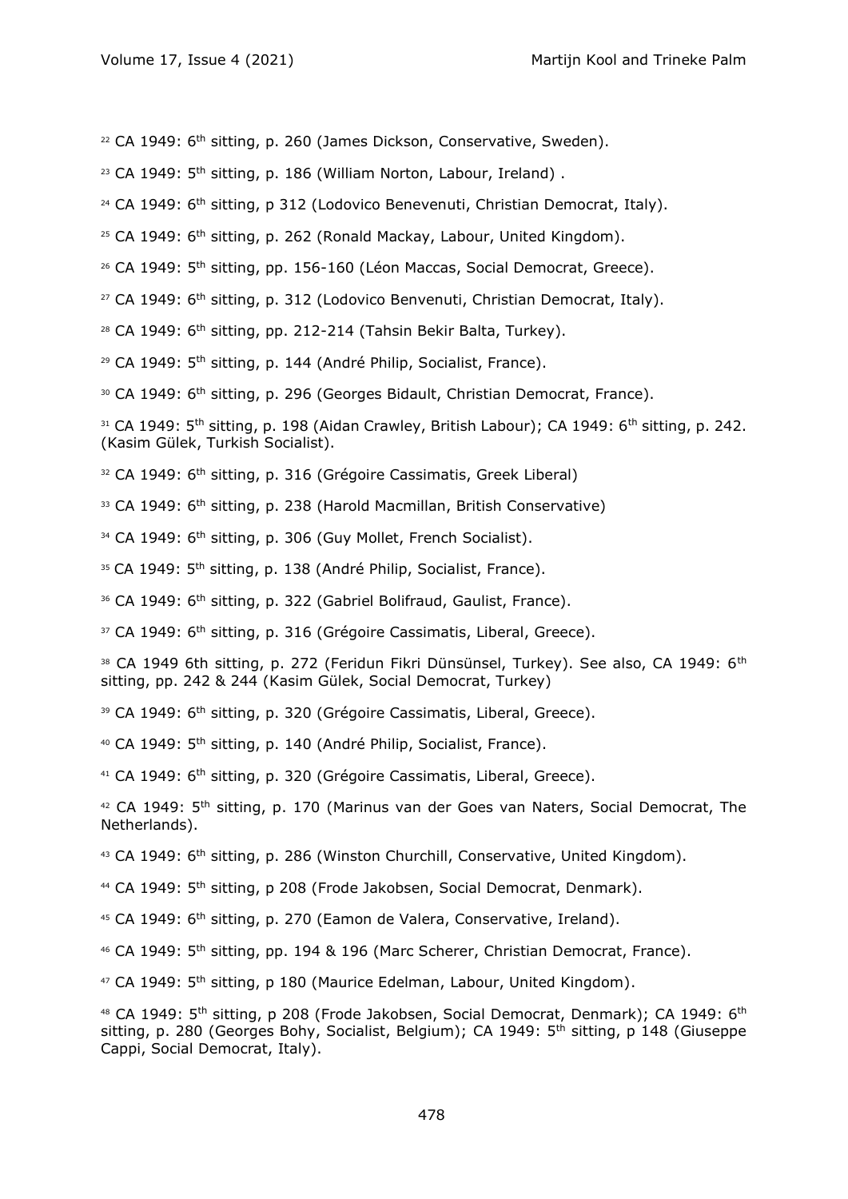[22] CA 1949: 6th sitting, p. 260 (James Dickson, Conservative, Sweden).

[23] CA 1949: 5th sitting, p. 186 (William Norton, Labour, Ireland) .

[24] CA 1949: 6th sitting, p 312 (Lodovico Benevenuti, Christian Democrat, Italy).

[25] CA 1949: 6th sitting, p. 262 (Ronald Mackay, Labour, United Kingdom).

[26] CA 1949: 5th sitting, pp. 156-160 (Léon Maccas, Social Democrat, Greece).

[27] CA 1949: 6th sitting, p. 312 (Lodovico Benvenuti, Christian Democrat, Italy).

[28] CA 1949: 6th sitting, pp. 212-214 (Tahsin Bekir Balta, Turkey).

[29] CA 1949: 5th sitting, p. 144 (André Philip, Socialist, France).

[30] CA 1949: 6th sitting, p. 296 (Georges Bidault, Christian Democrat, France).

[31] CA 1949: 5th sitting, p. 198 (Aidan Crawley, British Labour); CA 1949: 6th sitting, p. 242. (Kasim Gülek, Turkish Socialist).

[32] CA 1949: 6th sitting, p. 316 (Grégoire Cassimatis, Greek Liberal)

[33] CA 1949: 6th sitting, p. 238 (Harold Macmillan, British Conservative)

[34] CA 1949: 6th sitting, p. 306 (Guy Mollet, French Socialist).

[35] CA 1949: 5th sitting, p. 138 (André Philip, Socialist, France).

[36] CA 1949: 6th sitting, p. 322 (Gabriel Bolifraud, Gaulist, France).

[37] CA 1949: 6th sitting, p. 316 (Grégoire Cassimatis, Liberal, Greece).

[38] CA 1949 6th sitting, p. 272 (Feridun Fikri Dünsünsel, Turkey). See also, CA 1949: 6th sitting, pp. 242 & 244 (Kasim Gülek, Social Democrat, Turkey)

[39] CA 1949: 6th sitting, p. 320 (Grégoire Cassimatis, Liberal, Greece).

[40] CA 1949: 5th sitting, p. 140 (André Philip, Socialist, France).

[41] CA 1949: 6th sitting, p. 320 (Grégoire Cassimatis, Liberal, Greece).

[42] CA 1949: 5th sitting, p. 170 (Marinus van der Goes van Naters, Social Democrat, The Netherlands).

[43] CA 1949: 6th sitting, p. 286 (Winston Churchill, Conservative, United Kingdom).

[44] CA 1949: 5th sitting, p 208 (Frode Jakobsen, Social Democrat, Denmark).

[45] CA 1949: 6th sitting, p. 270 (Eamon de Valera, Conservative, Ireland).

[46] CA 1949: 5th sitting, pp. 194 & 196 (Marc Scherer, Christian Democrat, France).

[47] CA 1949: 5th sitting, p 180 (Maurice Edelman, Labour, United Kingdom).

[48] CA 1949: 5th sitting, p 208 (Frode Jakobsen, Social Democrat, Denmark); CA 1949: 6th sitting, p. 280 (Georges Bohy, Socialist, Belgium); CA 1949: 5th sitting, p 148 (Giuseppe Cappi, Social Democrat, Italy).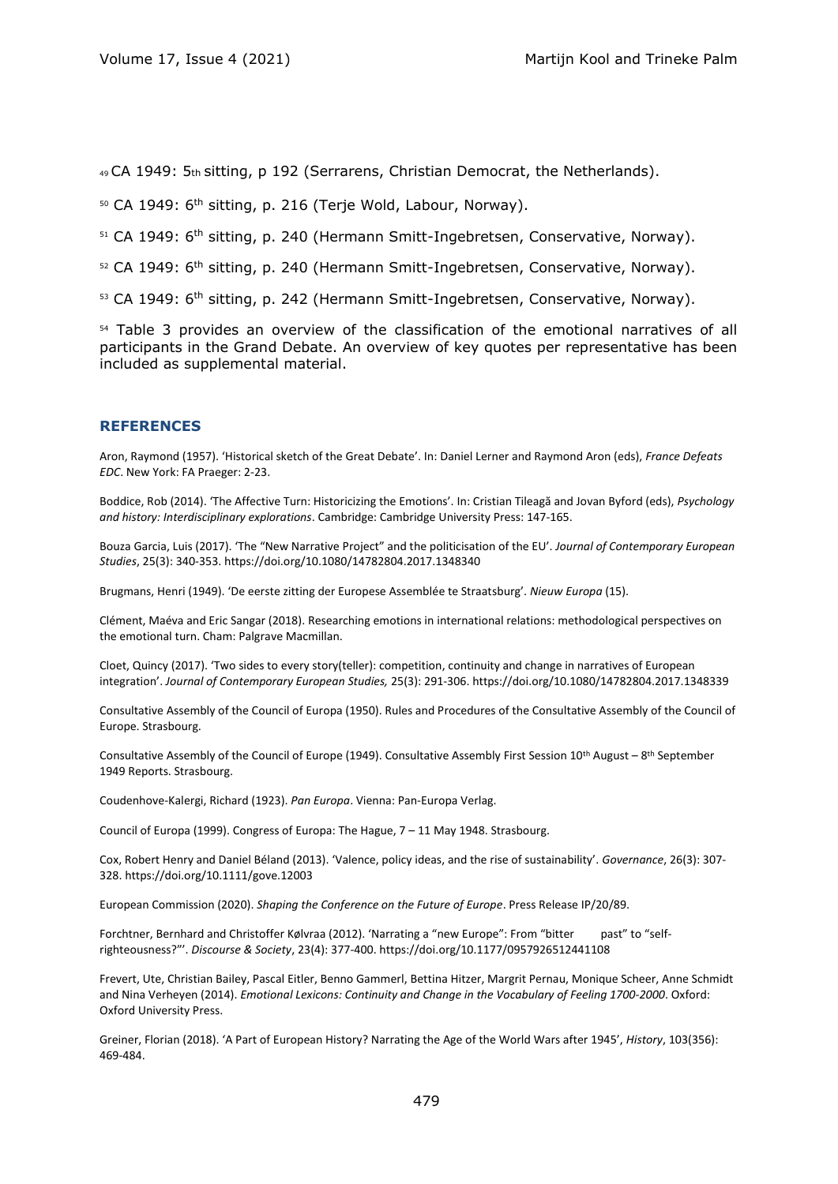[49] CA 1949: 5th sitting, p 192 (Serrarens, Christian Democrat, the Netherlands).

[50] CA 1949: 6th sitting, p. 216 (Terje Wold, Labour, Norway).

[51] CA 1949: 6th sitting, p. 240 (Hermann Smitt-Ingebretsen, Conservative, Norway).

[52] CA 1949: 6th sitting, p. 240 (Hermann Smitt-Ingebretsen, Conservative, Norway).

[53] CA 1949: 6th sitting, p. 242 (Hermann Smitt-Ingebretsen, Conservative, Norway).

[54] Table 3 provides an overview of the classification of the emotional narratives of all participants in the Grand Debate. An overview of key quotes per representative has been included as supplemental material.

## REFERENCES

Aron, Raymond (1957). 'Historical sketch of the Great Debate'. In: Daniel Lerner and Raymond Aron (eds), *France Defeats EDC*. New York: FA Praeger: 2-23.

Boddice, Rob (2014). 'The Affective Turn: Historicizing the Emotions'. In: Cristian Tileagă and Jovan Byford (eds), *Psychology and history: Interdisciplinary explorations*. Cambridge: Cambridge University Press: 147-165.

Bouza Garcia, Luis (2017). 'The "New Narrative Project" and the politicisation of the EU'. *Journal of Contemporary European Studies*, 25(3): 340-353. https://doi.org/10.1080/14782804.2017.1348340

Brugmans, Henri (1949). 'De eerste zitting der Europese Assemblée te Straatsburg'. *Nieuw Europa* (15).

Clément, Maéva and Eric Sangar (2018). Researching emotions in international relations: methodological perspectives on the emotional turn. Cham: Palgrave Macmillan.

Cloet, Quincy (2017). 'Two sides to every story(teller): competition, continuity and change in narratives of European integration'. *Journal of Contemporary European Studies,* 25(3): 291-306. https://doi.org/10.1080/14782804.2017.1348339

Consultative Assembly of the Council of Europa (1950). Rules and Procedures of the Consultative Assembly of the Council of Europe. Strasbourg.

Consultative Assembly of the Council of Europe (1949). Consultative Assembly First Session 10th August – 8th September 1949 Reports. Strasbourg.

Coudenhove-Kalergi, Richard (1923). *Pan Europa*. Vienna: Pan-Europa Verlag.

Council of Europa (1999). Congress of Europa: The Hague, 7 – 11 May 1948. Strasbourg.

Cox, Robert Henry and Daniel Béland (2013). 'Valence, policy ideas, and the rise of sustainability'. *Governance*, 26(3): 307-328. https://doi.org/10.1111/gove.12003

European Commission (2020). *Shaping the Conference on the Future of Europe*. Press Release IP/20/89.

Forchtner, Bernhard and Christoffer Kølvraa (2012). 'Narrating a "new Europe": From "bitter past" to "self-righteousness?"'. *Discourse & Society*, 23(4): 377-400. https://doi.org/10.1177/0957926512441108

Frevert, Ute, Christian Bailey, Pascal Eitler, Benno Gammerl, Bettina Hitzer, Margrit Pernau, Monique Scheer, Anne Schmidt and Nina Verheyen (2014). *Emotional Lexicons: Continuity and Change in the Vocabulary of Feeling 1700-2000*. Oxford: Oxford University Press.

Greiner, Florian (2018). 'A Part of European History? Narrating the Age of the World Wars after 1945', *History*, 103(356): 469-484.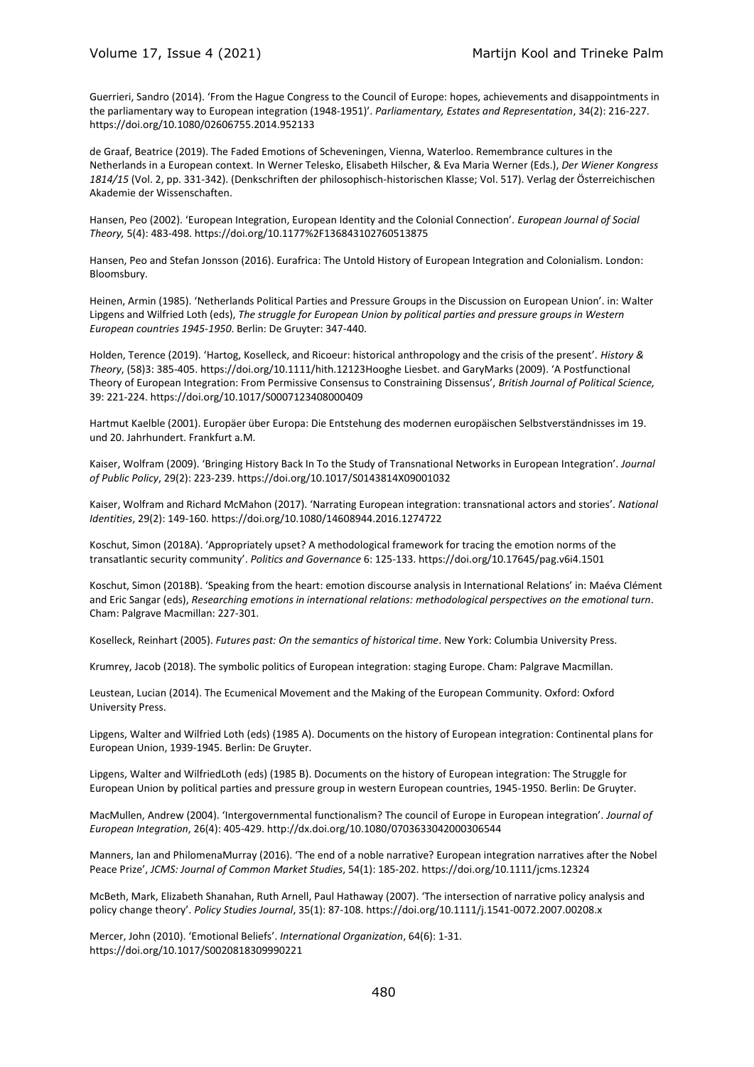Guerrieri, Sandro (2014). 'From the Hague Congress to the Council of Europe: hopes, achievements and disappointments in the parliamentary way to European integration (1948-1951)'. *Parliamentary, Estates and Representation*, 34(2): 216-227. https://doi.org/10.1080/02606755.2014.952133

de Graaf, Beatrice (2019). The Faded Emotions of Scheveningen, Vienna, Waterloo. Remembrance cultures in the Netherlands in a European context. In Werner Telesko, Elisabeth Hilscher, & Eva Maria Werner (Eds.), *Der Wiener Kongress 1814/15* (Vol. 2, pp. 331-342). (Denkschriften der philosophisch-historischen Klasse; Vol. 517). Verlag der Österreichischen Akademie der Wissenschaften.

Hansen, Peo (2002). 'European Integration, European Identity and the Colonial Connection'. *European Journal of Social Theory,* 5(4): 483-498. https://doi.org/10.1177%2F136843102760513875

Hansen, Peo and Stefan Jonsson (2016). Eurafrica: The Untold History of European Integration and Colonialism. London: Bloomsbury.

Heinen, Armin (1985). 'Netherlands Political Parties and Pressure Groups in the Discussion on European Union'. in: Walter Lipgens and Wilfried Loth (eds), *The struggle for European Union by political parties and pressure groups in Western European countries 1945-1950*. Berlin: De Gruyter: 347-440.

Holden, Terence (2019). 'Hartog, Koselleck, and Ricoeur: historical anthropology and the crisis of the present'. *History & Theory*, (58)3: 385-405. https://doi.org/10.1111/hith.12123Hooghe Liesbet. and GaryMarks (2009). 'A Postfunctional Theory of European Integration: From Permissive Consensus to Constraining Dissensus', *British Journal of Political Science,* 39: 221-224. https://doi.org/10.1017/S0007123408000409

Hartmut Kaelble (2001). Europäer über Europa: Die Entstehung des modernen europäischen Selbstverständnisses im 19. und 20. Jahrhundert. Frankfurt a.M.

Kaiser, Wolfram (2009). 'Bringing History Back In To the Study of Transnational Networks in European Integration'. *Journal of Public Policy*, 29(2): 223-239. https://doi.org/10.1017/S0143814X09001032

Kaiser, Wolfram and Richard McMahon (2017). 'Narrating European integration: transnational actors and stories'. *National Identities*, 29(2): 149-160. https://doi.org/10.1080/14608944.2016.1274722

Koschut, Simon (2018A). 'Appropriately upset? A methodological framework for tracing the emotion norms of the transatlantic security community'. *Politics and Governance* 6: 125-133. https://doi.org/10.17645/pag.v6i4.1501

Koschut, Simon (2018B). 'Speaking from the heart: emotion discourse analysis in International Relations' in: Maéva Clément and Eric Sangar (eds), *Researching emotions in international relations: methodological perspectives on the emotional turn*. Cham: Palgrave Macmillan: 227-301.

Koselleck, Reinhart (2005). *Futures past: On the semantics of historical time*. New York: Columbia University Press.

Krumrey, Jacob (2018). The symbolic politics of European integration: staging Europe. Cham: Palgrave Macmillan.

Leustean, Lucian (2014). The Ecumenical Movement and the Making of the European Community. Oxford: Oxford University Press.

Lipgens, Walter and Wilfried Loth (eds) (1985 A). Documents on the history of European integration: Continental plans for European Union, 1939-1945. Berlin: De Gruyter.

Lipgens, Walter and WilfriedLoth (eds) (1985 B). Documents on the history of European integration: The Struggle for European Union by political parties and pressure group in western European countries, 1945-1950. Berlin: De Gruyter.

MacMullen, Andrew (2004). 'Intergovernmental functionalism? The council of Europe in European integration'. *Journal of European Integration*, 26(4): 405-429. http://dx.doi.org/10.1080/0703633042000306544

Manners, Ian and PhilomenaMurray (2016). 'The end of a noble narrative? European integration narratives after the Nobel Peace Prize', *JCMS: Journal of Common Market Studies*, 54(1): 185-202. https://doi.org/10.1111/jcms.12324

McBeth, Mark, Elizabeth Shanahan, Ruth Arnell, Paul Hathaway (2007). 'The intersection of narrative policy analysis and policy change theory'. *Policy Studies Journal*, 35(1): 87-108. https://doi.org/10.1111/j.1541-0072.2007.00208.x

Mercer, John (2010). 'Emotional Beliefs'. *International Organization*, 64(6): 1-31. https://doi.org/10.1017/S0020818309990221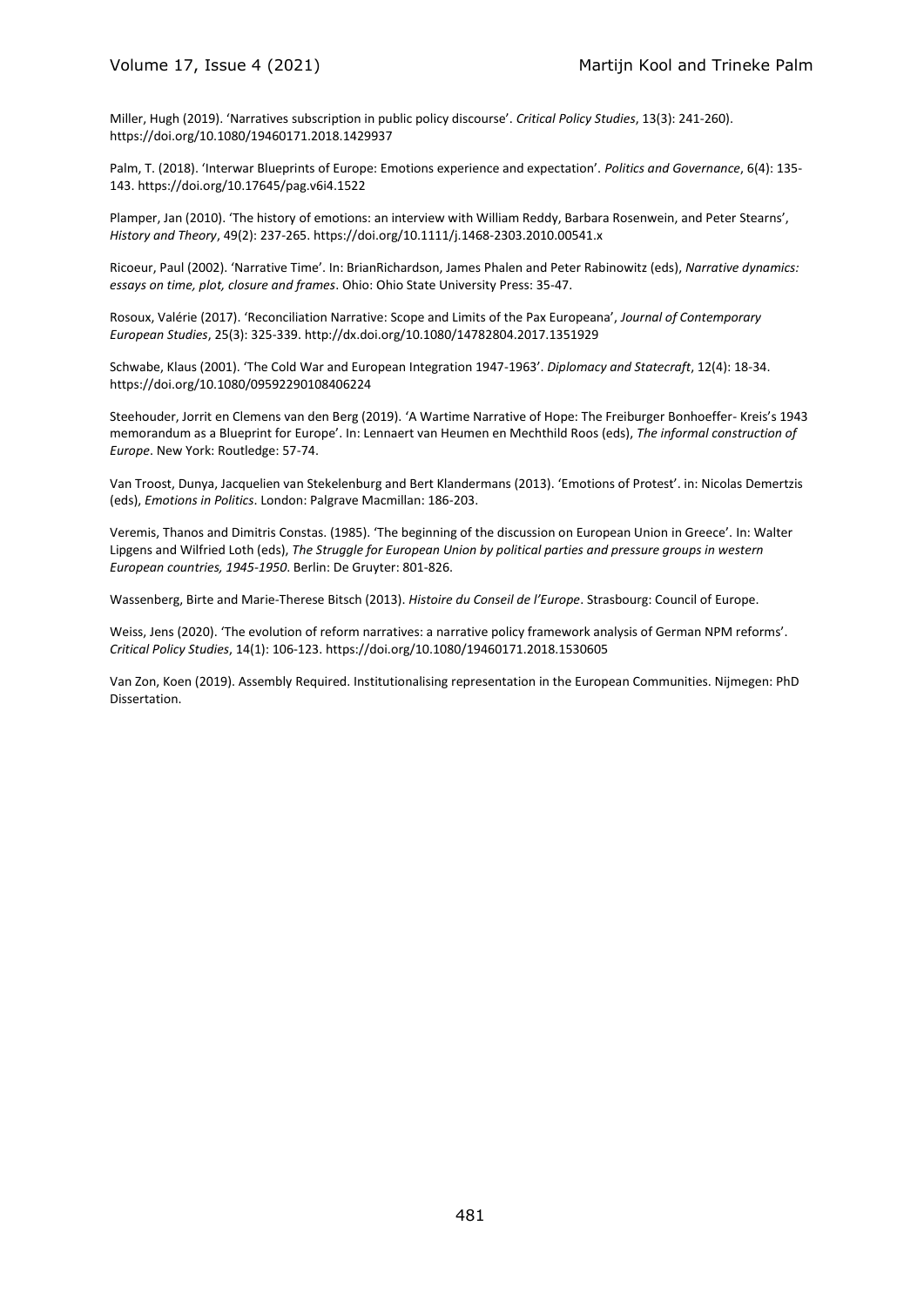Miller, Hugh (2019). 'Narratives subscription in public policy discourse'. *Critical Policy Studies*, 13(3): 241-260). https://doi.org/10.1080/19460171.2018.1429937

Palm, T. (2018). 'Interwar Blueprints of Europe: Emotions experience and expectation'. *Politics and Governance*, 6(4): 135-143. https://doi.org/10.17645/pag.v6i4.1522

Plamper, Jan (2010). 'The history of emotions: an interview with William Reddy, Barbara Rosenwein, and Peter Stearns', *History and Theory*, 49(2): 237-265. https://doi.org/10.1111/j.1468-2303.2010.00541.x

Ricoeur, Paul (2002). 'Narrative Time'. In: BrianRichardson, James Phalen and Peter Rabinowitz (eds), *Narrative dynamics: essays on time, plot, closure and frames*. Ohio: Ohio State University Press: 35-47.

Rosoux, Valérie (2017). 'Reconciliation Narrative: Scope and Limits of the Pax Europeana', *Journal of Contemporary European Studies*, 25(3): 325-339. http://dx.doi.org/10.1080/14782804.2017.1351929

Schwabe, Klaus (2001). 'The Cold War and European Integration 1947-1963'. *Diplomacy and Statecraft*, 12(4): 18-34. https://doi.org/10.1080/09592290108406224

Steehouder, Jorrit en Clemens van den Berg (2019). 'A Wartime Narrative of Hope: The Freiburger Bonhoeffer- Kreis's 1943 memorandum as a Blueprint for Europe'. In: Lennaert van Heumen en Mechthild Roos (eds), *The informal construction of Europe*. New York: Routledge: 57-74.

Van Troost, Dunya, Jacquelien van Stekelenburg and Bert Klandermans (2013). 'Emotions of Protest'. in: Nicolas Demertzis (eds), *Emotions in Politics*. London: Palgrave Macmillan: 186-203.

Veremis, Thanos and Dimitris Constas. (1985). 'The beginning of the discussion on European Union in Greece'. In: Walter Lipgens and Wilfried Loth (eds), *The Struggle for European Union by political parties and pressure groups in western European countries, 1945-1950*. Berlin: De Gruyter: 801-826.

Wassenberg, Birte and Marie-Therese Bitsch (2013). *Histoire du Conseil de l'Europe*. Strasbourg: Council of Europe.

Weiss, Jens (2020). 'The evolution of reform narratives: a narrative policy framework analysis of German NPM reforms'. *Critical Policy Studies*, 14(1): 106-123. https://doi.org/10.1080/19460171.2018.1530605

Van Zon, Koen (2019). Assembly Required. Institutionalising representation in the European Communities. Nijmegen: PhD Dissertation.